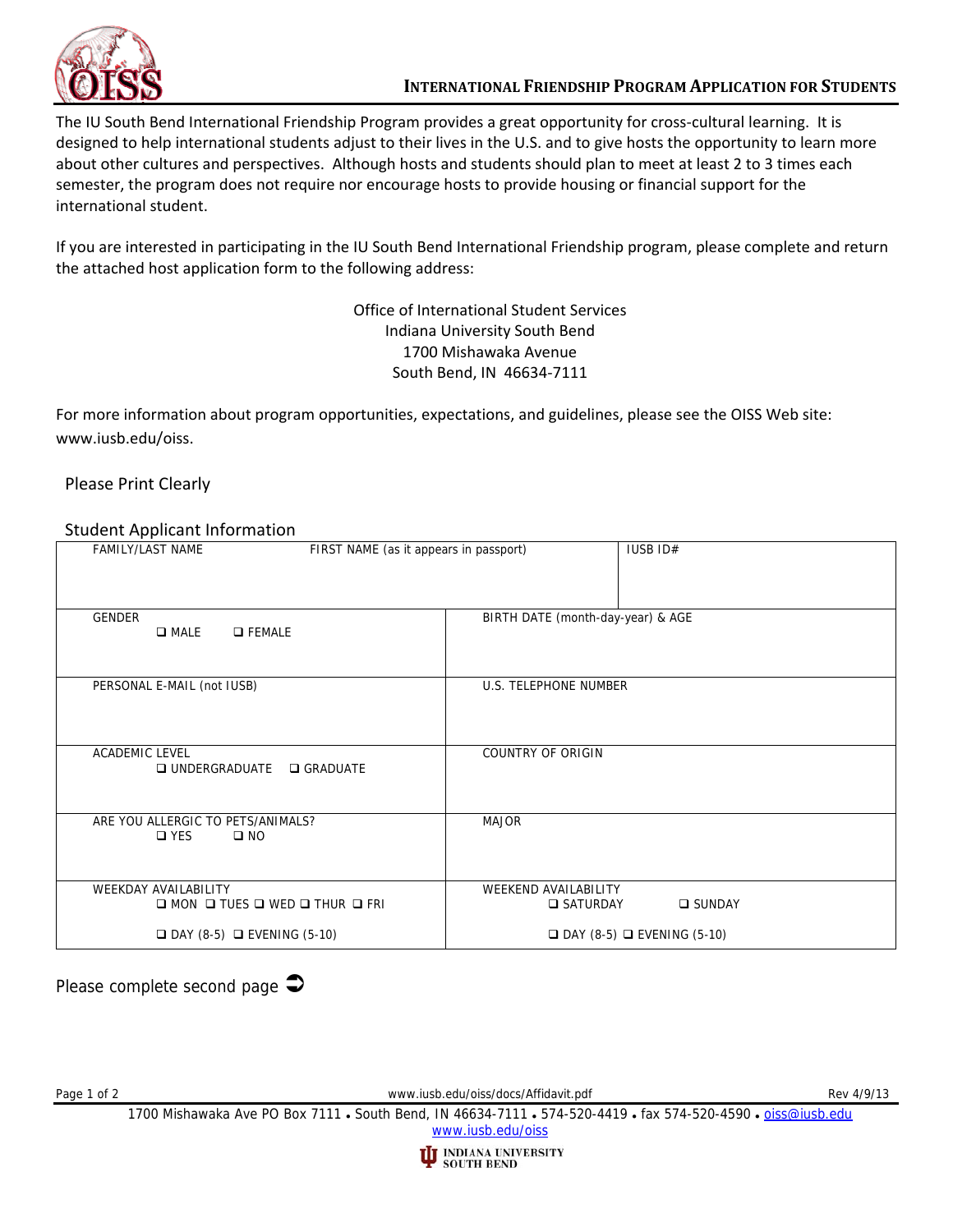# INTERNATIONAL FRIENDSHIP PROGRAM APPLICATION FOR STUDENTS

The IU South Bend International Friendship Program provides a great opportunity for cross-cultural learning. It is designed to help international students adjust to their lives in the U.S. and to give hosts the opportunity to learn more about other cultures and perspectives. Although hosts and students should plan to meet at least 2 to 3 times each semester, the program does not require nor encourage hosts to provide housing or financial support for the international student.

If you are interested in participating in the IU South Bend International Friendship program, please complete and return the attached host application form to the following address:

Office of International Student Services
Indiana University South Bend
1700 Mishawaka Avenue
South Bend, IN 46634-7111

For more information about program opportunities, expectations, and guidelines, please see the OISS Web site: www.iusb.edu/oiss.

Please Print Clearly

Student Applicant Information

| | | |
|---|---|---|
| FAMILY/LAST NAME | FIRST NAME (as it appears in passport) | IUSB ID# |
| GENDER<br>❑ MALE ❑ FEMALE | BIRTH DATE (month-day-year) & AGE | |
| PERSONAL E-MAIL (not IUSB) | U.S. TELEPHONE NUMBER | |
| ACADEMIC LEVEL<br>❑ UNDERGRADUATE ❑ GRADUATE | COUNTRY OF ORIGIN | |
| ARE YOU ALLERGIC TO PETS/ANIMALS?<br>❑ YES ❑ NO | MAJOR | |
| WEEKDAY AVAILABILITY<br>❑ MON ❑ TUES ❑ WED ❑ THUR ❑ FRI<br>❑ DAY (8-5) ❑ EVENING (5-10) | WEEKEND AVAILABILITY<br>❑ SATURDAY ❑ SUNDAY<br>❑ DAY (8-5) ❑ EVENING (5-10) | |

Please complete second page ➲

www.iusb.edu/oiss/docs/Affidavit.pdf Rev 4/9/13

1700 Mishawaka Ave PO Box 7111 • South Bend, IN 46634-7111 • 574-520-4419 • fax 574-520-4590 • oiss@iusb.edu
www.iusb.edu/oiss

INDIANA UNIVERSITY SOUTH BEND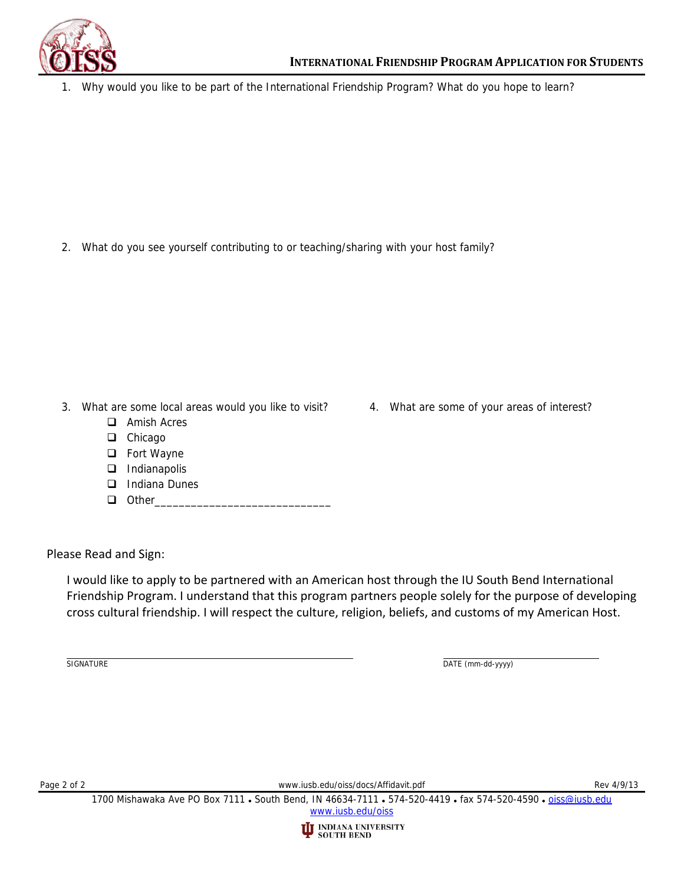# INTERNATIONAL FRIENDSHIP PROGRAM APPLICATION FOR STUDENTS

1. Why would you like to be part of the International Friendship Program? What do you hope to learn?

2. What do you see yourself contributing to or teaching/sharing with your host family?

3. What are some local areas would you like to visit?
   - ❑ Amish Acres
   - ❑ Chicago
   - ❑ Fort Wayne
   - ❑ Indianapolis
   - ❑ Indiana Dunes
   - ❑ Other____________________________

4. What are some of your areas of interest?

Please Read and Sign:

I would like to apply to be partnered with an American host through the IU South Bend International Friendship Program. I understand that this program partners people solely for the purpose of developing cross cultural friendship. I will respect the culture, religion, beliefs, and customs of my American Host.

SIGNATURE

DATE (mm-dd-yyyy)

www.iusb.edu/oiss/docs/Affidavit.pdf

Rev 4/9/13

1700 Mishawaka Ave PO Box 7111 • South Bend, IN 46634-7111 • 574-520-4419 • fax 574-520-4590 • oiss@iusb.edu
www.iusb.edu/oiss

INDIANA UNIVERSITY SOUTH BEND